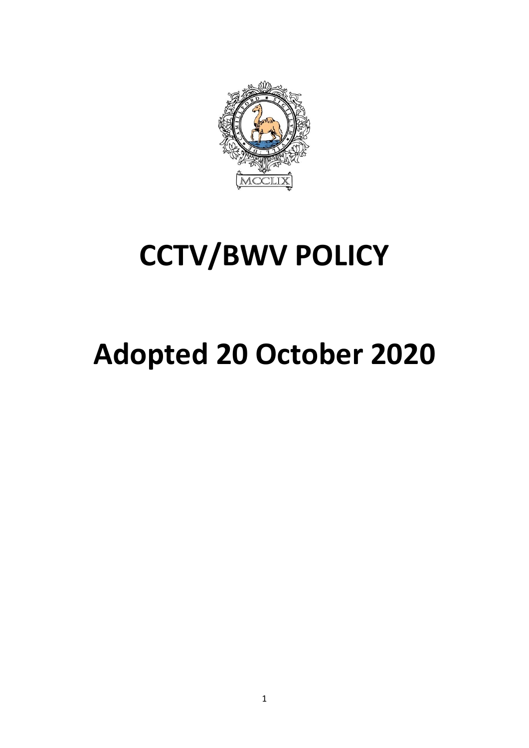# CCTV/BWV POLICY

# Adopted 20 October 2020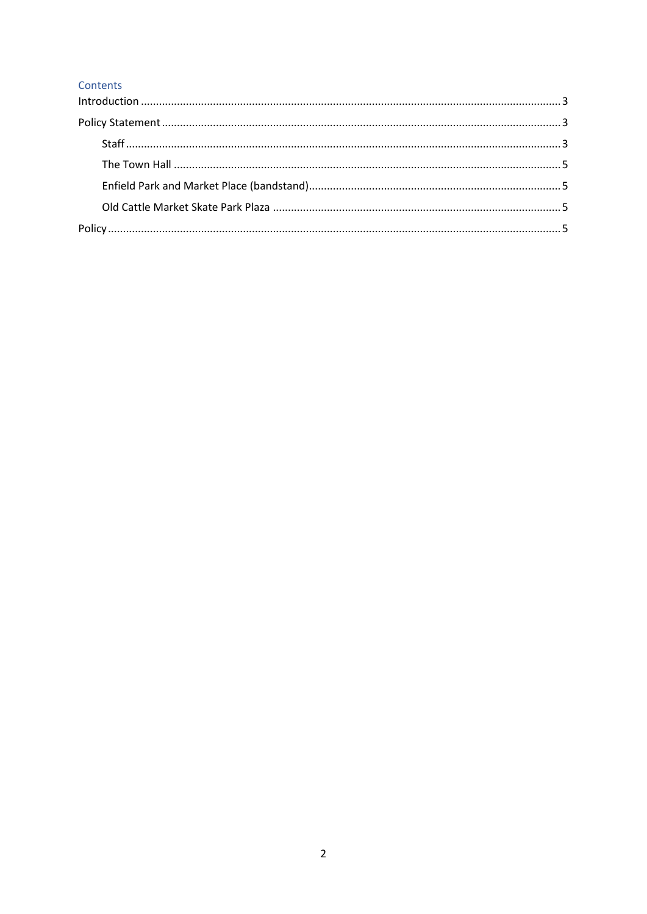## Contents

- Introduction ... 3
- Policy Statement ... 3
  - Staff ... 3
  - The Town Hall ... 5
  - Enfield Park and Market Place (bandstand) ... 5
  - Old Cattle Market Skate Park Plaza ... 5
- Policy ... 5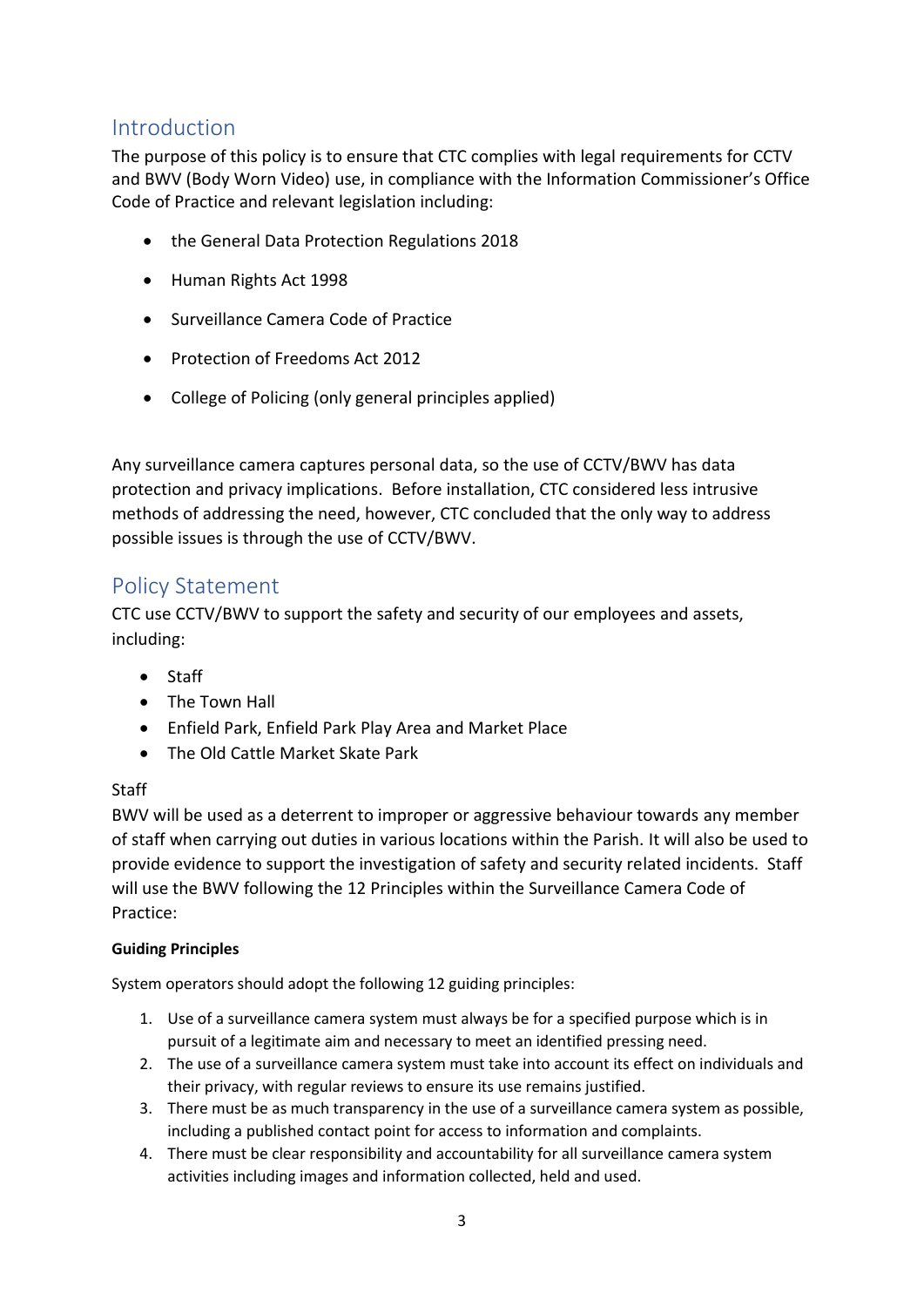## Introduction

The purpose of this policy is to ensure that CTC complies with legal requirements for CCTV and BWV (Body Worn Video) use, in compliance with the Information Commissioner's Office Code of Practice and relevant legislation including:

- the General Data Protection Regulations 2018
- Human Rights Act 1998
- Surveillance Camera Code of Practice
- Protection of Freedoms Act 2012
- College of Policing (only general principles applied)

Any surveillance camera captures personal data, so the use of CCTV/BWV has data protection and privacy implications. Before installation, CTC considered less intrusive methods of addressing the need, however, CTC concluded that the only way to address possible issues is through the use of CCTV/BWV.

## Policy Statement

CTC use CCTV/BWV to support the safety and security of our employees and assets, including:

- Staff
- The Town Hall
- Enfield Park, Enfield Park Play Area and Market Place
- The Old Cattle Market Skate Park

Staff

BWV will be used as a deterrent to improper or aggressive behaviour towards any member of staff when carrying out duties in various locations within the Parish. It will also be used to provide evidence to support the investigation of safety and security related incidents. Staff will use the BWV following the 12 Principles within the Surveillance Camera Code of Practice:

**Guiding Principles**

System operators should adopt the following 12 guiding principles:

1. Use of a surveillance camera system must always be for a specified purpose which is in pursuit of a legitimate aim and necessary to meet an identified pressing need.
2. The use of a surveillance camera system must take into account its effect on individuals and their privacy, with regular reviews to ensure its use remains justified.
3. There must be as much transparency in the use of a surveillance camera system as possible, including a published contact point for access to information and complaints.
4. There must be clear responsibility and accountability for all surveillance camera system activities including images and information collected, held and used.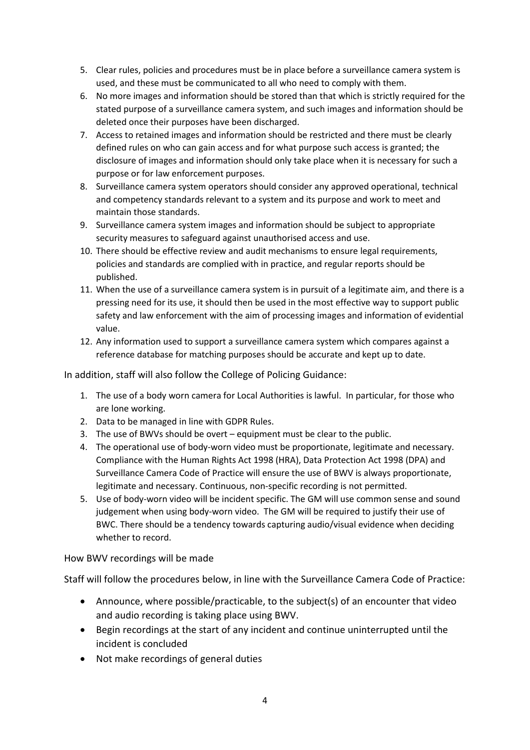5. Clear rules, policies and procedures must be in place before a surveillance camera system is used, and these must be communicated to all who need to comply with them.
6. No more images and information should be stored than that which is strictly required for the stated purpose of a surveillance camera system, and such images and information should be deleted once their purposes have been discharged.
7. Access to retained images and information should be restricted and there must be clearly defined rules on who can gain access and for what purpose such access is granted; the disclosure of images and information should only take place when it is necessary for such a purpose or for law enforcement purposes.
8. Surveillance camera system operators should consider any approved operational, technical and competency standards relevant to a system and its purpose and work to meet and maintain those standards.
9. Surveillance camera system images and information should be subject to appropriate security measures to safeguard against unauthorised access and use.
10. There should be effective review and audit mechanisms to ensure legal requirements, policies and standards are complied with in practice, and regular reports should be published.
11. When the use of a surveillance camera system is in pursuit of a legitimate aim, and there is a pressing need for its use, it should then be used in the most effective way to support public safety and law enforcement with the aim of processing images and information of evidential value.
12. Any information used to support a surveillance camera system which compares against a reference database for matching purposes should be accurate and kept up to date.

In addition, staff will also follow the College of Policing Guidance:

1. The use of a body worn camera for Local Authorities is lawful. In particular, for those who are lone working.
2. Data to be managed in line with GDPR Rules.
3. The use of BWVs should be overt – equipment must be clear to the public.
4. The operational use of body-worn video must be proportionate, legitimate and necessary. Compliance with the Human Rights Act 1998 (HRA), Data Protection Act 1998 (DPA) and Surveillance Camera Code of Practice will ensure the use of BWV is always proportionate, legitimate and necessary. Continuous, non-specific recording is not permitted.
5. Use of body-worn video will be incident specific. The GM will use common sense and sound judgement when using body-worn video. The GM will be required to justify their use of BWC. There should be a tendency towards capturing audio/visual evidence when deciding whether to record.

How BWV recordings will be made

Staff will follow the procedures below, in line with the Surveillance Camera Code of Practice:

- Announce, where possible/practicable, to the subject(s) of an encounter that video and audio recording is taking place using BWV.
- Begin recordings at the start of any incident and continue uninterrupted until the incident is concluded
- Not make recordings of general duties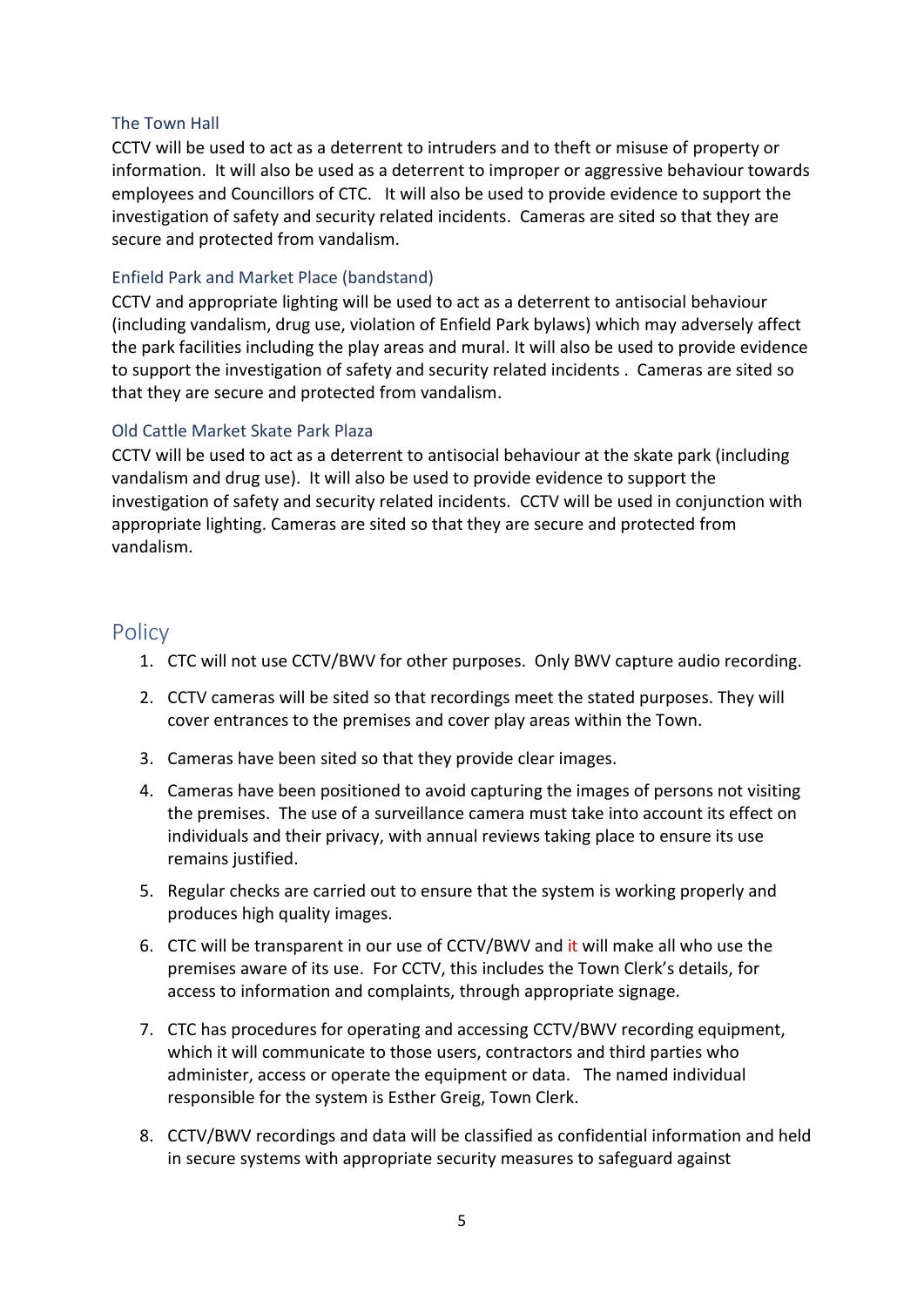### The Town Hall

CCTV will be used to act as a deterrent to intruders and to theft or misuse of property or information. It will also be used as a deterrent to improper or aggressive behaviour towards employees and Councillors of CTC. It will also be used to provide evidence to support the investigation of safety and security related incidents. Cameras are sited so that they are secure and protected from vandalism.

### Enfield Park and Market Place (bandstand)

CCTV and appropriate lighting will be used to act as a deterrent to antisocial behaviour (including vandalism, drug use, violation of Enfield Park bylaws) which may adversely affect the park facilities including the play areas and mural. It will also be used to provide evidence to support the investigation of safety and security related incidents . Cameras are sited so that they are secure and protected from vandalism.

### Old Cattle Market Skate Park Plaza

CCTV will be used to act as a deterrent to antisocial behaviour at the skate park (including vandalism and drug use). It will also be used to provide evidence to support the investigation of safety and security related incidents. CCTV will be used in conjunction with appropriate lighting. Cameras are sited so that they are secure and protected from vandalism.

## Policy

1. CTC will not use CCTV/BWV for other purposes. Only BWV capture audio recording.
2. CCTV cameras will be sited so that recordings meet the stated purposes. They will cover entrances to the premises and cover play areas within the Town.
3. Cameras have been sited so that they provide clear images.
4. Cameras have been positioned to avoid capturing the images of persons not visiting the premises. The use of a surveillance camera must take into account its effect on individuals and their privacy, with annual reviews taking place to ensure its use remains justified.
5. Regular checks are carried out to ensure that the system is working properly and produces high quality images.
6. CTC will be transparent in our use of CCTV/BWV and it will make all who use the premises aware of its use. For CCTV, this includes the Town Clerk's details, for access to information and complaints, through appropriate signage.
7. CTC has procedures for operating and accessing CCTV/BWV recording equipment, which it will communicate to those users, contractors and third parties who administer, access or operate the equipment or data. The named individual responsible for the system is Esther Greig, Town Clerk.
8. CCTV/BWV recordings and data will be classified as confidential information and held in secure systems with appropriate security measures to safeguard against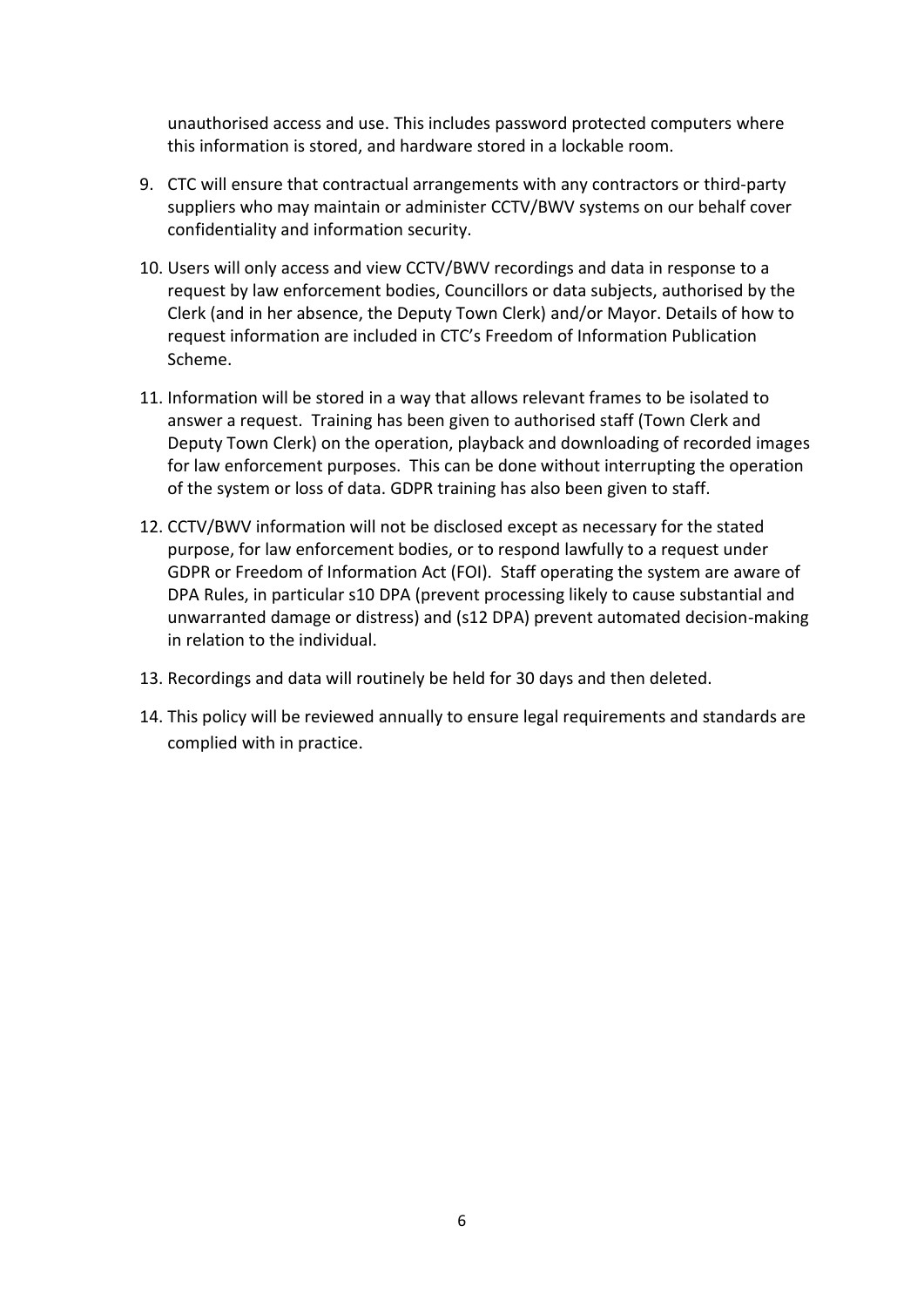unauthorised access and use. This includes password protected computers where this information is stored, and hardware stored in a lockable room.

9. CTC will ensure that contractual arrangements with any contractors or third-party suppliers who may maintain or administer CCTV/BWV systems on our behalf cover confidentiality and information security.

10. Users will only access and view CCTV/BWV recordings and data in response to a request by law enforcement bodies, Councillors or data subjects, authorised by the Clerk (and in her absence, the Deputy Town Clerk) and/or Mayor. Details of how to request information are included in CTC's Freedom of Information Publication Scheme.

11. Information will be stored in a way that allows relevant frames to be isolated to answer a request. Training has been given to authorised staff (Town Clerk and Deputy Town Clerk) on the operation, playback and downloading of recorded images for law enforcement purposes. This can be done without interrupting the operation of the system or loss of data. GDPR training has also been given to staff.

12. CCTV/BWV information will not be disclosed except as necessary for the stated purpose, for law enforcement bodies, or to respond lawfully to a request under GDPR or Freedom of Information Act (FOI). Staff operating the system are aware of DPA Rules, in particular s10 DPA (prevent processing likely to cause substantial and unwarranted damage or distress) and (s12 DPA) prevent automated decision-making in relation to the individual.

13. Recordings and data will routinely be held for 30 days and then deleted.

14. This policy will be reviewed annually to ensure legal requirements and standards are complied with in practice.